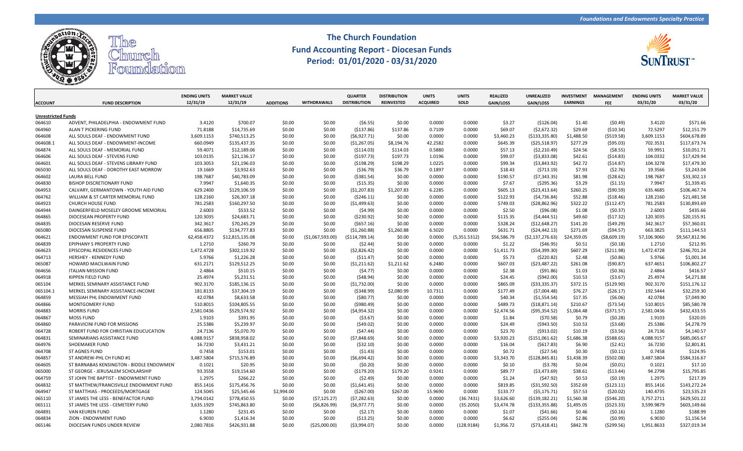*Foundations and Endowments Specialty Practice*

# The Church Foundation
## Fund Accounting Report - Diocesan Funds
## Period: 01/01/2020 - 03/31/2020

| ACCOUNT | FUND DESCRIPTION | ENDING UNITS 12/31/19 | MARKET VALUE 12/31/19 | ADDITIONS | WITHDRAWALS | QUARTER DISTRIBUTION | DISTRIBUTION REINVESTED | UNITS ACQUIRED | UNITS SOLD | REALIZED GAIN/LOSS | UNREALIZED GAIN/LOSS | INVESTMENT EARNINGS | MANAGEMENT FEE | ENDING UNITS 03/31/20 | MARKET VALUE 03/31/20 |
|---|---|---|---|---|---|---|---|---|---|---|---|---|---|---|---|
| **Unrestricted Funds** | | | | | | | | | | | | | | | |
| 064610 | ADVENT, PHILADELPHIA - ENDOWMENT FUND | 3.4120 | $700.07 | $0.00 | $0.00 | ($6.55) | $0.00 | 0.0000 | 0.0000 | $3.27 | ($126.04) | $1.40 | ($0.49) | 3.4120 | $571.66 |
| 064960 | ALAN T PICKERING FUND | 71.8188 | $14,735.69 | $0.00 | $0.00 | ($137.86) | $137.86 | 0.7109 | 0.0000 | $69.07 | ($2,672.32) | $29.69 | ($10.34) | 72.5297 | $12,151.79 |
| 064608 | ALL SOULS DEAF - ENDOWMENT FUND | 3,609.1153 | $740,513.25 | $0.00 | $0.00 | ($6,927.71) | $0.00 | 0.0000 | 0.0000 | $3,460.23 | ($133,335.80) | $1,488.50 | ($519.58) | 3,609.1153 | $604,678.89 |
| 064608.1 | ALL SOULS DEAF - ENDOWMENT-INCOME | 660.0949 | $135,437.35 | $0.00 | $0.00 | ($1,267.05) | $8,194.76 | 42.2582 | 0.0000 | $645.39 | ($25,518.97) | $277.29 | ($95.03) | 702.3531 | $117,673.74 |
| 064874 | ALL SOULS DEAF - MEMORIAL FUND | 59.4071 | $12,189.06 | $0.00 | $0.00 | ($114.03) | $114.03 | 0.5880 | 0.0000 | $57.13 | ($2,210.49) | $24.56 | ($8.55) | 59.9951 | $10,051.71 |
| 064606 | ALL SOULS DEAF - STEVENS FUND | 103.0135 | $21,136.17 | $0.00 | $0.00 | ($197.73) | $197.73 | 1.0196 | 0.0000 | $99.07 | ($3,833.08) | $42.61 | ($14.83) | 104.0332 | $17,429.94 |
| 064601 | ALL SOULS DEAF - STEVENS LIBRARY FUND | 103.3053 | $21,196.03 | $0.00 | $0.00 | ($198.29) | $198.29 | 1.0225 | 0.0000 | $99.34 | ($3,843.92) | $42.72 | ($14.87) | 104.3278 | $17,479.30 |
| 065030 | ALL SOULS DEAF - DOROTHY EAST MORROW | 19.1669 | $3,932.63 | $0.00 | $0.00 | ($36.79) | $36.79 | 0.1897 | 0.0000 | $18.43 | ($713.19) | $7.93 | ($2.76) | 19.3566 | $3,243.04 |
| 064602 | LAURA BELL FUND | 198.7687 | $40,783.09 | $0.00 | $0.00 | ($381.54) | $0.00 | 0.0000 | 0.0000 | $190.57 | ($7,343.35) | $81.98 | ($28.62) | 198.7687 | $33,302.13 |
| 064830 | BISHOP DISCRETIONARY FUND | 7.9947 | $1,640.35 | $0.00 | $0.00 | ($15.35) | $0.00 | 0.0000 | 0.0000 | $7.67 | ($295.36) | $3.29 | ($1.15) | 7.9947 | $1,339.45 |
| 064953 | CALVARY, GERMANTOWN - YOUTH AID FUND | 629.2400 | $129,106.59 | $0.00 | $0.00 | ($1,207.83) | $1,207.83 | 6.2285 | 0.0000 | $605.13 | ($23,413.64) | $260.25 | ($90.59) | 635.4685 | $106,467.74 |
| 064762 | WILLIAM & ST CARTER MEMORIAL FUND | 128.2160 | $26,307.18 | $0.00 | $0.00 | ($246.11) | $0.00 | 0.0000 | 0.0000 | $122.93 | ($4,736.84) | $52.88 | ($18.46) | 128.2160 | $21,481.58 |
| 064923 | CHURCH HOUSE FUND | 781.2583 | $160,297.50 | $0.00 | $0.00 | ($1,499.63) | $0.00 | 0.0000 | 0.0000 | $749.03 | ($28,862.96) | $322.22 | ($112.47) | 781.2583 | $130,893.69 |
| 064944 | DAINGERFIELD MOSELEY GROOME MEMORIAL | 2.6003 | $533.52 | $0.00 | $0.00 | ($4.99) | $0.00 | 0.0000 | 0.0000 | $2.50 | ($96.08) | $1.08 | ($0.37) | 2.6003 | $435.66 |
| 064865 | DIOCESEAN PROPERTY FUND | 120.3035 | $24,683.71 | $0.00 | $0.00 | ($230.92) | $0.00 | 0.0000 | 0.0000 | $115.35 | ($4,444.51) | $49.60 | ($17.32) | 120.3035 | $20,155.91 |
| 064835 | DIOCESAN RESERVE FUND | 342.3617 | $70,245.29 | $0.00 | $0.00 | ($657.16) | $0.00 | 0.0000 | 0.0000 | $328.24 | ($12,648.27) | $141.20 | ($49.29) | 342.3617 | $57,360.01 |
| 065080 | DIOCESAN SUSPENSE FUND | 656.8805 | $134,777.83 | $0.00 | $0.00 | ($1,260.88) | $1,260.88 | 6.5020 | 0.0000 | $631.71 | ($24,442.13) | $271.69 | ($94.57) | 663.3825 | $111,144.53 |
| 064621 | ENDOWMENT FUND FOR EPISCOPATE | 62,458.4372 | $12,815,135.08 | $0.00 | ($1,067,593.00) | ($114,789.14) | $0.00 | 0.0000 | (5,351.5312) | $56,586.79 | ($2,137,276.63) | $24,359.05 | ($8,609.19) | 57,106.9060 | $9,567,812.96 |
| 064839 | EPIPHANY S PROPERTY FUND | 1.2710 | $260.79 | $0.00 | $0.00 | ($2.44) | $0.00 | 0.0000 | 0.0000 | $1.22 | ($46.95) | $0.51 | ($0.18) | 1.2710 | $212.95 |
| 064623 | EPISCOPAL RESIDENCES FUND | 1,472.4728 | $302,119.92 | $0.00 | $0.00 | ($2,826.42) | $0.00 | 0.0000 | 0.0000 | $1,411.73 | ($54,399.30) | $607.29 | ($211.98) | 1,472.4728 | $246,701.24 |
| 064713 | HERSHEY - KENNEDY FUND | 5.9766 | $1,226.28 | $0.00 | $0.00 | ($11.47) | $0.00 | 0.0000 | 0.0000 | $5.73 | ($220.82) | $2.48 | ($0.86) | 5.9766 | $1,001.34 |
| 065087 | HOWARD MACILWAIN FUND | 631.2171 | $129,512.25 | $0.00 | $0.00 | ($1,211.62) | $1,211.62 | 6.2480 | 0.0000 | $607.03 | ($23,487.22) | $261.08 | ($90.87) | 637.4651 | $106,802.27 |
| 064656 | ITALIAN MISSION FUND | 2.4864 | $510.15 | $0.00 | $0.00 | ($4.77) | $0.00 | 0.0000 | 0.0000 | $2.38 | ($91.86) | $1.03 | ($0.36) | 2.4864 | $416.57 |
| 064918 | KIPPEN FIELD FUND | 25.4974 | $5,231.51 | $0.00 | $0.00 | ($48.94) | $0.00 | 0.0000 | 0.0000 | $24.45 | ($942.00) | $10.53 | ($3.67) | 25.4974 | $4,271.88 |
| 065104 | MERKEL SEMINARY ASSISTANCE FUND | 902.3170 | $185,136.15 | $0.00 | $0.00 | ($1,732.00) | $0.00 | 0.0000 | 0.0000 | $865.09 | ($33,335.37) | $372.15 | ($129.90) | 902.3170 | $151,176.12 |
| 065104.1 | MERKEL SEMINARY ASSISTANCE-INCOME | 181.8133 | $37,304.19 | $0.00 | $0.00 | ($348.99) | $2,080.99 | 10.7311 | 0.0000 | $177.49 | ($7,004.48) | $76.27 | ($26.17) | 192.5444 | $32,259.30 |
| 064859 | MESSIAH PHL ENDOWMENT FUND | 42.0784 | $8,633.58 | $0.00 | $0.00 | ($80.77) | $0.00 | 0.0000 | 0.0000 | $40.34 | ($1,554.54) | $17.35 | ($6.06) | 42.0784 | $7,049.90 |
| 064866 | MONTGOMERY FUND | 510.8015 | $104,805.55 | $0.00 | $0.00 | ($980.49) | $0.00 | 0.0000 | 0.0000 | $489.73 | ($18,871.14) | $210.67 | ($73.54) | 510.8015 | $85,580.78 |
| 064883 | MORRIS FUND | 2,581.0436 | $529,574.92 | $0.00 | $0.00 | ($4,954.32) | $0.00 | 0.0000 | 0.0000 | $2,474.56 | ($95,354.52) | $1,064.48 | ($371.57) | 2,581.0436 | $432,433.55 |
| 064867 | MOSS FUND | 1.9103 | $391.95 | $0.00 | $0.00 | ($3.67) | $0.00 | 0.0000 | 0.0000 | $1.84 | ($70.58) | $0.79 | ($0.28) | 1.9103 | $320.05 |
| 064860 | PARAVICINI FUND FOR MISSIONS | 25.5386 | $5,239.97 | $0.00 | $0.00 | ($49.02) | $0.00 | 0.0000 | 0.0000 | $24.49 | ($943.50) | $10.53 | ($3.68) | 25.5386 | $4,278.79 |
| 064728 | ROBERT FUND FOR CHRISTIAN EDUCUCATION | 24.7136 | $5,070.70 | $0.00 | $0.00 | ($47.44) | $0.00 | 0.0000 | 0.0000 | $23.70 | ($913.02) | $10.19 | ($3.56) | 24.7136 | $4,140.57 |
| 064831 | SEMINARIANS ASSISTANCE FUND | 4,088.9157 | $838,958.02 | $0.00 | $0.00 | ($7,848.69) | $0.00 | 0.0000 | 0.0000 | $3,920.23 | ($151,061.62) | $1,686.38 | ($588.65) | 4,088.9157 | $685,065.67 |
| 064976 | SHOEMAKER FUND | 16.7230 | $3,431.21 | $0.00 | $0.00 | ($32.10) | $0.00 | 0.0000 | 0.0000 | $16.04 | ($617.83) | $6.90 | ($2.41) | 16.7230 | $2,801.81 |
| 064708 | ST AGNES FUND | 0.7458 | $153.01 | $0.00 | $0.00 | ($1.43) | $0.00 | 0.0000 | 0.0000 | $0.72 | ($27.54) | $0.30 | ($0.11) | 0.7458 | $124.95 |
| 064857 | ST ANDREW-PHL CH FUND #1 | 3,487.5804 | $715,576.89 | $0.00 | $0.00 | ($6,694.42) | $0.00 | 0.0000 | 0.0000 | $3,343.70 | ($128,845.81) | $1,438.39 | ($502.08) | 3,487.5804 | $584,316.67 |
| 064605 | ST BARNABAS KENSINGTON - BIDDLE ENDOWMEN | 0.1021 | $20.95 | $0.00 | $0.00 | ($0.20) | $0.00 | 0.0000 | 0.0000 | $0.10 | ($3.78) | $0.04 | ($0.01) | 0.1021 | $17.10 |
| 065000 | ST GEORGE - JERUSALEM SCHOLARSHIP | 93.3558 | $19,154.60 | $0.00 | $0.00 | ($179.20) | $179.20 | 0.9241 | 0.0000 | $89.77 | ($3,473.69) | $38.61 | ($13.44) | 94.2798 | $15,795.85 |
| 064759 | ST JOHN THE BAPTIST - ENDOWMENT FUND | 1.2975 | $266.22 | $0.00 | $0.00 | ($2.49) | $0.00 | 0.0000 | 0.0000 | $1.24 | ($47.92) | $0.53 | ($0.19) | 1.2975 | $217.39 |
| 064832 | ST MATTHEW/FRANCISVILLE ENDOWMENT FUND | 855.1416 | $175,456.76 | $0.00 | $0.00 | ($1,641.45) | $0.00 | 0.0000 | 0.0000 | $819.85 | ($31,592.50) | $352.69 | ($123.11) | 855.1416 | $143,272.24 |
| 064947 | ST MATTHIAS - PROCEEDS/MORTGAGE | 124.5045 | $25,545.66 | $2,994.00 | $0.00 | ($267.00) | $267.00 | 15.9690 | 0.0000 | $133.77 | ($5,175.71) | $57.53 | ($20.02) | 140.4735 | $23,535.23 |
| 065110 | ST JAMES THE LESS - BENEFACTOR FUND | 3,794.0142 | $778,450.55 | $0.00 | ($7,125.27) | ($7,282.63) | $0.00 | 0.0000 | (36.7431) | $3,626.60 | ($139,182.21) | $1,560.38 | ($546.20) | 3,757.2711 | $629,501.22 |
| 065111 | ST JAMES THE LESS - CEMETERY FUND | 3,635.1929 | $745,863.80 | $0.00 | ($6,826.99) | ($6,977.77) | $0.00 | 0.0000 | (35.2050) | $3,474.78 | ($133,355.88) | $1,495.05 | ($523.33) | 3,599.9879 | $603,149.66 |
| 064891 | VAN KEUREN FUND | 1.1280 | $231.45 | $0.00 | $0.00 | ($2.17) | $0.00 | 0.0000 | 0.0000 | $1.07 | ($41.66) | $0.46 | ($0.16) | 1.1280 | $188.99 |
| 064834 | ZION - ENDOWMENT FUND | 6.9030 | $1,416.34 | $0.00 | $0.00 | ($13.25) | $0.00 | 0.0000 | 0.0000 | $6.62 | ($255.04) | $2.86 | ($0.99) | 6.9030 | $1,156.54 |
| 065146 | DIOCESAN FUNDS UNDER REVIEW | 2,080.7816 | $426,931.88 | $0.00 | ($25,000.00) | ($3,994.07) | $0.00 | 0.0000 | (128.9184) | $1,956.72 | ($73,418.41) | $842.78 | ($299.56) | 1,951.8633 | $327,019.34 |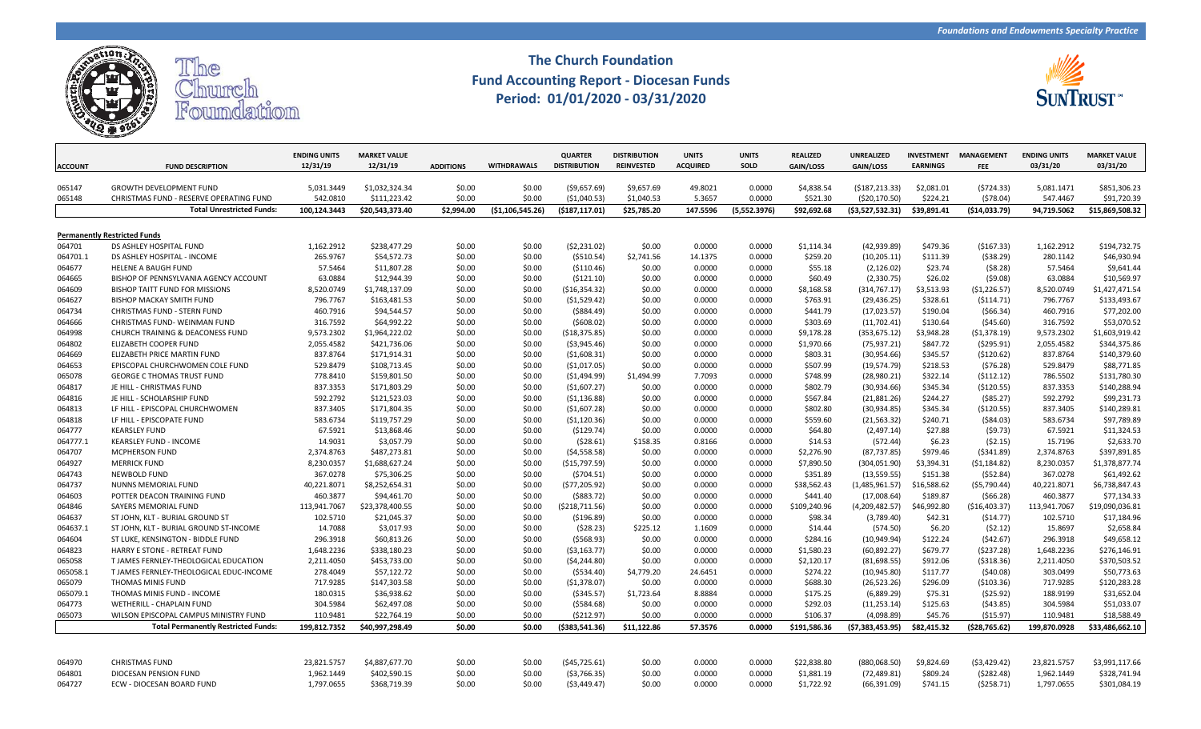*Foundations and Endowments Specialty Practice*

# The Church Foundation
## Fund Accounting Report - Diocesan Funds
## Period: 01/01/2020 - 03/31/2020

| ACCOUNT | FUND DESCRIPTION | ENDING UNITS 12/31/19 | MARKET VALUE 12/31/19 | ADDITIONS | WITHDRAWALS | QUARTER DISTRIBUTION | DISTRIBUTION REINVESTED | UNITS ACQUIRED | UNITS SOLD | REALIZED GAIN/LOSS | UNREALIZED GAIN/LOSS | INVESTMENT EARNINGS | MANAGEMENT FEE | ENDING UNITS 03/31/20 | MARKET VALUE 03/31/20 |
|---|---|---|---|---|---|---|---|---|---|---|---|---|---|---|---|
| 065147 | GROWTH DEVELOPMENT FUND | 5,031.3449 | $1,032,324.34 | $0.00 | $0.00 | ($9,657.69) | $9,657.69 | 49.8021 | 0.0000 | $4,838.54 | ($187,213.33) | $2,081.01 | ($724.33) | 5,081.1471 | $851,306.23 |
| 065148 | CHRISTMAS FUND - RESERVE OPERATING FUND | 542.0810 | $111,223.42 | $0.00 | $0.00 | ($1,040.53) | $1,040.53 | 5.3657 | 0.0000 | $521.30 | ($20,170.50) | $224.21 | ($78.04) | 547.4467 | $91,720.39 |
| | **Total Unrestricted Funds:** | **100,124.3443** | **$20,543,373.40** | **$2,994.00** | **($1,106,545.26)** | **($187,117.01)** | **$25,785.20** | **147.5596** | **(5,552.3976)** | **$92,692.68** | **($3,527,532.31)** | **$39,891.41** | **($14,033.79)** | **94,719.5062** | **$15,869,508.32** |
| | | | | | | | | | | | | | | | |
| **Permanently Restricted Funds** | | | | | | | | | | | | | | | |
| 064701 | DS ASHLEY HOSPITAL FUND | 1,162.2912 | $238,477.29 | $0.00 | $0.00 | ($2,231.02) | $0.00 | 0.0000 | 0.0000 | $1,114.34 | (42,939.89) | $479.36 | ($167.33) | 1,162.2912 | $194,732.75 |
| 064701.1 | DS ASHLEY HOSPITAL - INCOME | 265.9767 | $54,572.73 | $0.00 | $0.00 | ($510.54) | $2,741.56 | 14.1375 | 0.0000 | $259.20 | (10,205.11) | $111.39 | ($38.29) | 280.1142 | $46,930.94 |
| 064677 | HELENE A BAUGH FUND | 57.5464 | $11,807.28 | $0.00 | $0.00 | ($110.46) | $0.00 | 0.0000 | 0.0000 | $55.18 | (2,126.02) | $23.74 | ($8.28) | 57.5464 | $9,641.44 |
| 064665 | BISHOP OF PENNSYLVANIA AGENCY ACCOUNT | 63.0884 | $12,944.39 | $0.00 | $0.00 | ($121.10) | $0.00 | 0.0000 | 0.0000 | $60.49 | (2,330.75) | $26.02 | ($9.08) | 63.0884 | $10,569.97 |
| 064609 | BISHOP TAITT FUND FOR MISSIONS | 8,520.0749 | $1,748,137.09 | $0.00 | $0.00 | ($16,354.32) | $0.00 | 0.0000 | 0.0000 | $8,168.58 | (314,767.17) | $3,513.93 | ($1,226.57) | 8,520.0749 | $1,427,471.54 |
| 064627 | BISHOP MACKAY SMITH FUND | 796.7767 | $163,481.53 | $0.00 | $0.00 | ($1,529.42) | $0.00 | 0.0000 | 0.0000 | $763.91 | (29,436.25) | $328.61 | ($114.71) | 796.7767 | $133,493.67 |
| 064734 | CHRISTMAS FUND - STERN FUND | 460.7916 | $94,544.57 | $0.00 | $0.00 | ($884.49) | $0.00 | 0.0000 | 0.0000 | $441.79 | (17,023.57) | $190.04 | ($66.34) | 460.7916 | $77,202.00 |
| 064666 | CHRISTMAS FUND- WEINMAN FUND | 316.7592 | $64,992.22 | $0.00 | $0.00 | ($608.02) | $0.00 | 0.0000 | 0.0000 | $303.69 | (11,702.41) | $130.64 | ($45.60) | 316.7592 | $53,070.52 |
| 064998 | CHURCH TRAINING & DEACONESS FUND | 9,573.2302 | $1,964,222.02 | $0.00 | $0.00 | ($18,375.85) | $0.00 | 0.0000 | 0.0000 | $9,178.28 | (353,675.12) | $3,948.28 | ($1,378.19) | 9,573.2302 | $1,603,919.42 |
| 064802 | ELIZABETH COOPER FUND | 2,055.4582 | $421,736.06 | $0.00 | $0.00 | ($3,945.46) | $0.00 | 0.0000 | 0.0000 | $1,970.66 | (75,937.21) | $847.72 | ($295.91) | 2,055.4582 | $344,375.86 |
| 064669 | ELIZABETH PRICE MARTIN FUND | 837.8764 | $171,914.31 | $0.00 | $0.00 | ($1,608.31) | $0.00 | 0.0000 | 0.0000 | $803.31 | (30,954.66) | $345.57 | ($120.62) | 837.8764 | $140,379.60 |
| 064653 | EPISCOPAL CHURCHWOMEN COLE FUND | 529.8479 | $108,713.45 | $0.00 | $0.00 | ($1,017.05) | $0.00 | 0.0000 | 0.0000 | $507.99 | (19,574.79) | $218.53 | ($76.28) | 529.8479 | $88,771.85 |
| 065078 | GEORGE C THOMAS TRUST FUND | 778.8410 | $159,801.50 | $0.00 | $0.00 | ($1,494.99) | $1,494.99 | 7.7093 | 0.0000 | $748.99 | (28,980.21) | $322.14 | ($112.12) | 786.5502 | $131,780.30 |
| 064817 | JE HILL - CHRISTMAS FUND | 837.3353 | $171,803.29 | $0.00 | $0.00 | ($1,607.27) | $0.00 | 0.0000 | 0.0000 | $802.79 | (30,934.66) | $345.34 | ($120.55) | 837.3353 | $140,288.94 |
| 064816 | JE HILL - SCHOLARSHIP FUND | 592.2792 | $121,523.03 | $0.00 | $0.00 | ($1,136.88) | $0.00 | 0.0000 | 0.0000 | $567.84 | (21,881.26) | $244.27 | ($85.27) | 592.2792 | $99,231.73 |
| 064813 | LF HILL - EPISCOPAL CHURCHWOMEN | 837.3405 | $171,804.35 | $0.00 | $0.00 | ($1,607.28) | $0.00 | 0.0000 | 0.0000 | $802.80 | (30,934.85) | $345.34 | ($120.55) | 837.3405 | $140,289.81 |
| 064818 | LF HILL - EPISCOPATE FUND | 583.6734 | $119,757.29 | $0.00 | $0.00 | ($1,120.36) | $0.00 | 0.0000 | 0.0000 | $559.60 | (21,563.32) | $240.71 | ($84.03) | 583.6734 | $97,789.89 |
| 064777 | KEARSLEY FUND | 67.5921 | $13,868.46 | $0.00 | $0.00 | ($129.74) | $0.00 | 0.0000 | 0.0000 | $64.80 | (2,497.14) | $27.88 | ($9.73) | 67.5921 | $11,324.53 |
| 064777.1 | KEARSLEY FUND - INCOME | 14.9031 | $3,057.79 | $0.00 | $0.00 | ($28.61) | $158.35 | 0.8166 | 0.0000 | $14.53 | (572.44) | $6.23 | ($2.15) | 15.7196 | $2,633.70 |
| 064707 | MCPHERSON FUND | 2,374.8763 | $487,273.81 | $0.00 | $0.00 | ($4,558.58) | $0.00 | 0.0000 | 0.0000 | $2,276.90 | (87,737.85) | $979.46 | ($341.89) | 2,374.8763 | $397,891.85 |
| 064927 | MERRICK FUND | 8,230.0357 | $1,688,627.24 | $0.00 | $0.00 | ($15,797.59) | $0.00 | 0.0000 | 0.0000 | $7,890.50 | (304,051.90) | $3,394.31 | ($1,184.82) | 8,230.0357 | $1,378,877.74 |
| 064743 | NEWBOLD FUND | 367.0278 | $75,306.25 | $0.00 | $0.00 | ($704.51) | $0.00 | 0.0000 | 0.0000 | $351.89 | (13,559.55) | $151.38 | ($52.84) | 367.0278 | $61,492.62 |
| 064737 | NUNNS MEMORIAL FUND | 40,221.8071 | $8,252,654.31 | $0.00 | $0.00 | ($77,205.92) | $0.00 | 0.0000 | 0.0000 | $38,562.43 | (1,485,961.57) | $16,588.62 | ($5,790.44) | 40,221.8071 | $6,738,847.43 |
| 064603 | POTTER DEACON TRAINING FUND | 460.3877 | $94,461.70 | $0.00 | $0.00 | ($883.72) | $0.00 | 0.0000 | 0.0000 | $441.40 | (17,008.64) | $189.87 | ($66.28) | 460.3877 | $77,134.33 |
| 064846 | SAYERS MEMORIAL FUND | 113,941.7067 | $23,378,400.55 | $0.00 | $0.00 | ($218,711.56) | $0.00 | 0.0000 | 0.0000 | $109,240.96 | (4,209,482.57) | $46,992.80 | ($16,403.37) | 113,941.7067 | $19,090,036.81 |
| 064637 | ST JOHN, KLT - BURIAL GROUND ST | 102.5710 | $21,045.37 | $0.00 | $0.00 | ($196.89) | $0.00 | 0.0000 | 0.0000 | $98.34 | (3,789.40) | $42.31 | ($14.77) | 102.5710 | $17,184.96 |
| 064637.1 | ST JOHN, KLT - BURIAL GROUND ST-INCOME | 14.7088 | $3,017.93 | $0.00 | $0.00 | ($28.23) | $225.12 | 1.1609 | 0.0000 | $14.44 | (574.50) | $6.20 | ($2.12) | 15.8697 | $2,658.84 |
| 064604 | ST LUKE, KENSINGTON - BIDDLE FUND | 296.3918 | $60,813.26 | $0.00 | $0.00 | ($568.93) | $0.00 | 0.0000 | 0.0000 | $284.16 | (10,949.94) | $122.24 | ($42.67) | 296.3918 | $49,658.12 |
| 064823 | HARRY E STONE - RETREAT FUND | 1,648.2236 | $338,180.23 | $0.00 | $0.00 | ($3,163.77) | $0.00 | 0.0000 | 0.0000 | $1,580.23 | (60,892.27) | $679.77 | ($237.28) | 1,648.2236 | $276,146.91 |
| 065058 | T JAMES FERNLEY-THEOLOGICAL EDUCATION | 2,211.4050 | $453,733.00 | $0.00 | $0.00 | ($4,244.80) | $0.00 | 0.0000 | 0.0000 | $2,120.17 | (81,698.55) | $912.06 | ($318.36) | 2,211.4050 | $370,503.52 |
| 065058.1 | T JAMES FERNLEY-THEOLOGICAL EDUC-INCOME | 278.4049 | $57,122.72 | $0.00 | $0.00 | ($534.40) | $4,779.20 | 24.6451 | 0.0000 | $274.22 | (10,945.80) | $117.77 | ($40.08) | 303.0499 | $50,773.63 |
| 065079 | THOMAS MINIS FUND | 717.9285 | $147,303.58 | $0.00 | $0.00 | ($1,378.07) | $0.00 | 0.0000 | 0.0000 | $688.30 | (26,523.26) | $296.09 | ($103.36) | 717.9285 | $120,283.28 |
| 065079.1 | THOMAS MINIS FUND - INCOME | 180.0315 | $36,938.62 | $0.00 | $0.00 | ($345.57) | $1,723.64 | 8.8884 | 0.0000 | $175.25 | (6,889.29) | $75.31 | ($25.92) | 188.9199 | $31,652.04 |
| 064773 | WETHERILL - CHAPLAIN FUND | 304.5984 | $62,497.08 | $0.00 | $0.00 | ($584.68) | $0.00 | 0.0000 | 0.0000 | $292.03 | (11,253.14) | $125.63 | ($43.85) | 304.5984 | $51,033.07 |
| 065073 | WILSON EPISCOPAL CAMPUS MINISTRY FUND | 110.9481 | $22,764.19 | $0.00 | $0.00 | ($212.97) | $0.00 | 0.0000 | 0.0000 | $106.37 | (4,098.89) | $45.76 | ($15.97) | 110.9481 | $18,588.49 |
| | **Total Permanently Restricted Funds:** | **199,812.7352** | **$40,997,298.49** | **$0.00** | **$0.00** | **($383,541.36)** | **$11,122.86** | **57.3576** | **0.0000** | **$191,586.36** | **($7,383,453.95)** | **$82,415.32** | **($28,765.62)** | **199,870.0928** | **$33,486,662.10** |
| | | | | | | | | | | | | | | | |
| 064970 | CHRISTMAS FUND | 23,821.5757 | $4,887,677.70 | $0.00 | $0.00 | ($45,725.61) | $0.00 | 0.0000 | 0.0000 | $22,838.80 | (880,068.50) | $9,824.69 | ($3,429.42) | 23,821.5757 | $3,991,117.66 |
| 064801 | DIOCESAN PENSION FUND | 1,962.1449 | $402,590.15 | $0.00 | $0.00 | ($3,766.35) | $0.00 | 0.0000 | 0.0000 | $1,881.19 | (72,489.81) | $809.24 | ($282.48) | 1,962.1449 | $328,741.94 |
| 064727 | ECW - DIOCESAN BOARD FUND | 1,797.0655 | $368,719.39 | $0.00 | $0.00 | ($3,449.47) | $0.00 | 0.0000 | 0.0000 | $1,722.92 | (66,391.09) | $741.15 | ($258.71) | 1,797.0655 | $301,084.19 |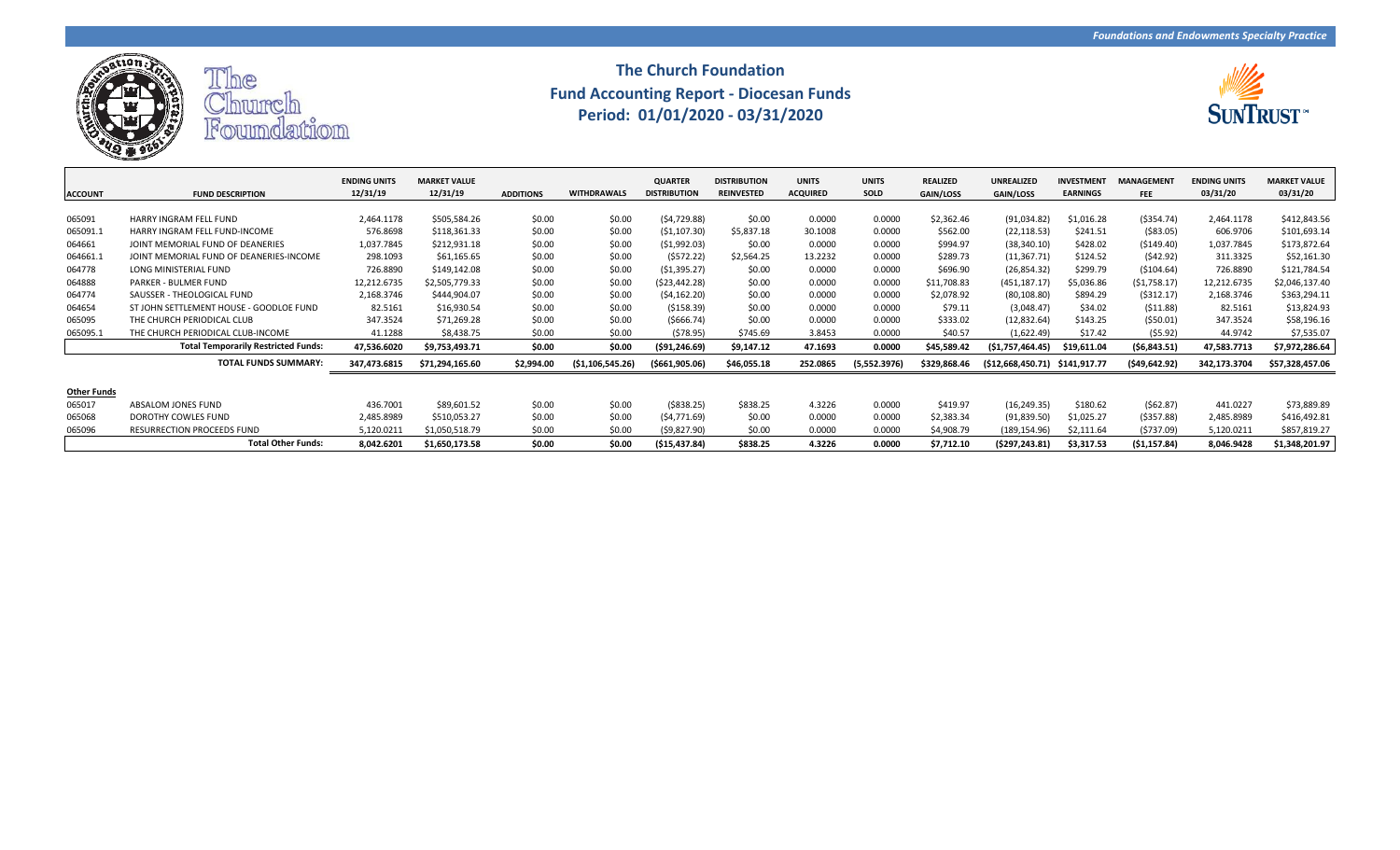*Foundations and Endowments Specialty Practice*

# The Church Foundation
## Fund Accounting Report - Diocesan Funds
## Period: 01/01/2020 - 03/31/2020

| ACCOUNT | FUND DESCRIPTION | ENDING UNITS 12/31/19 | MARKET VALUE 12/31/19 | ADDITIONS | WITHDRAWALS | QUARTER DISTRIBUTION | DISTRIBUTION REINVESTED | UNITS ACQUIRED | UNITS SOLD | REALIZED GAIN/LOSS | UNREALIZED GAIN/LOSS | INVESTMENT EARNINGS | MANAGEMENT FEE | ENDING UNITS 03/31/20 | MARKET VALUE 03/31/20 |
|---|---|---|---|---|---|---|---|---|---|---|---|---|---|---|---|
| 065091 | HARRY INGRAM FELL FUND | 2,464.1178 | $505,584.26 | $0.00 | $0.00 | ($4,729.88) | $0.00 | 0.0000 | 0.0000 | $2,362.46 | (91,034.82) | $1,016.28 | ($354.74) | 2,464.1178 | $412,843.56 |
| 065091.1 | HARRY INGRAM FELL FUND-INCOME | 576.8698 | $118,361.33 | $0.00 | $0.00 | ($1,107.30) | $5,837.18 | 30.1008 | 0.0000 | $562.00 | (22,118.53) | $241.51 | ($83.05) | 606.9706 | $101,693.14 |
| 064661 | JOINT MEMORIAL FUND OF DEANERIES | 1,037.7845 | $212,931.18 | $0.00 | $0.00 | ($1,992.03) | $0.00 | 0.0000 | 0.0000 | $994.97 | (38,340.10) | $428.02 | ($149.40) | 1,037.7845 | $173,872.64 |
| 064661.1 | JOINT MEMORIAL FUND OF DEANERIES-INCOME | 298.1093 | $61,165.65 | $0.00 | $0.00 | ($572.22) | $2,564.25 | 13.2232 | 0.0000 | $289.73 | (11,367.71) | $124.52 | ($42.92) | 311.3325 | $52,161.30 |
| 064778 | LONG MINISTERIAL FUND | 726.8890 | $149,142.08 | $0.00 | $0.00 | ($1,395.27) | $0.00 | 0.0000 | 0.0000 | $696.90 | (26,854.32) | $299.79 | ($104.64) | 726.8890 | $121,784.54 |
| 064888 | PARKER - BULMER FUND | 12,212.6735 | $2,505,779.33 | $0.00 | $0.00 | ($23,442.28) | $0.00 | 0.0000 | 0.0000 | $11,708.83 | (451,187.17) | $5,036.86 | ($1,758.17) | 12,212.6735 | $2,046,137.40 |
| 064774 | SAUSSER - THEOLOGICAL FUND | 2,168.3746 | $444,904.07 | $0.00 | $0.00 | ($4,162.20) | $0.00 | 0.0000 | 0.0000 | $2,078.92 | (80,108.80) | $894.29 | ($312.17) | 2,168.3746 | $363,294.11 |
| 064654 | ST JOHN SETTLEMENT HOUSE - GOODLOE FUND | 82.5161 | $16,930.54 | $0.00 | $0.00 | ($158.39) | $0.00 | 0.0000 | 0.0000 | $79.11 | (3,048.47) | $34.02 | ($11.88) | 82.5161 | $13,824.93 |
| 065095 | THE CHURCH PERIODICAL CLUB | 347.3524 | $71,269.28 | $0.00 | $0.00 | ($666.74) | $0.00 | 0.0000 | 0.0000 | $333.02 | (12,832.64) | $143.25 | ($50.01) | 347.3524 | $58,196.16 |
| 065095.1 | THE CHURCH PERIODICAL CLUB-INCOME | 41.1288 | $8,438.75 | $0.00 | $0.00 | ($78.95) | $745.69 | 3.8453 | 0.0000 | $40.57 | (1,622.49) | $17.42 | ($5.92) | 44.9742 | $7,535.07 |
| | **Total Temporarily Restricted Funds:** | **47,536.6020** | **$9,753,493.71** | **$0.00** | **$0.00** | **($91,246.69)** | **$9,147.12** | **47.1693** | **0.0000** | **$45,589.42** | **($1,757,464.45)** | **$19,611.04** | **($6,843.51)** | **47,583.7713** | **$7,972,286.64** |
| | **TOTAL FUNDS SUMMARY:** | **347,473.6815** | **$71,294,165.60** | **$2,994.00** | **($1,106,545.26)** | **($661,905.06)** | **$46,055.18** | **252.0865** | **(5,552.3976)** | **$329,868.46** | **($12,668,450.71)** | **$141,917.77** | **($49,642.92)** | **342,173.3704** | **$57,328,457.06** |
| **Other Funds** | | | | | | | | | | | | | | | |
| 065017 | ABSALOM JONES FUND | 436.7001 | $89,601.52 | $0.00 | $0.00 | ($838.25) | $838.25 | 4.3226 | 0.0000 | $419.97 | (16,249.35) | $180.62 | ($62.87) | 441.0227 | $73,889.89 |
| 065068 | DOROTHY COWLES FUND | 2,485.8989 | $510,053.27 | $0.00 | $0.00 | ($4,771.69) | $0.00 | 0.0000 | 0.0000 | $2,383.34 | (91,839.50) | $1,025.27 | ($357.88) | 2,485.8989 | $416,492.81 |
| 065096 | RESURRECTION PROCEEDS FUND | 5,120.0211 | $1,050,518.79 | $0.00 | $0.00 | ($9,827.90) | $0.00 | 0.0000 | 0.0000 | $4,908.79 | (189,154.96) | $2,111.64 | ($737.09) | 5,120.0211 | $857,819.27 |
| | **Total Other Funds:** | **8,042.6201** | **$1,650,173.58** | **$0.00** | **$0.00** | **($15,437.84)** | **$838.25** | **4.3226** | **0.0000** | **$7,712.10** | **($297,243.81)** | **$3,317.53** | **($1,157.84)** | **8,046.9428** | **$1,348,201.97** |